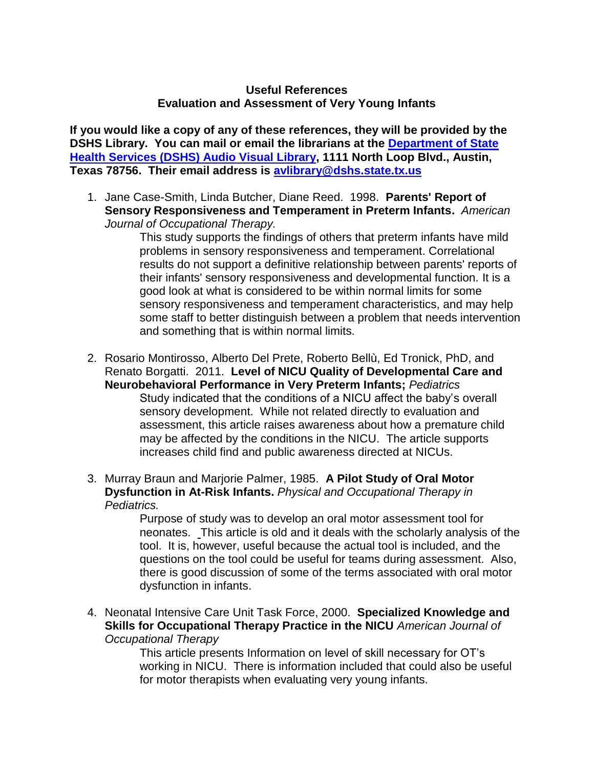**Useful References**
**Evaluation and Assessment of Very Young Infants**

**If you would like a copy of any of these references, they will be provided by the DSHS Library. You can mail or email the librarians at the [Department of State Health Services (DSHS) Audio Visual Library](), 1111 North Loop Blvd., Austin, Texas 78756. Their email address is [avlibrary@dshs.state.tx.us](mailto:avlibrary@dshs.state.tx.us)**

1. Jane Case-Smith, Linda Butcher, Diane Reed. 1998. **Parents' Report of Sensory Responsiveness and Temperament in Preterm Infants.** *American Journal of Occupational Therapy.*

   This study supports the findings of others that preterm infants have mild problems in sensory responsiveness and temperament. Correlational results do not support a definitive relationship between parents' reports of their infants' sensory responsiveness and developmental function. It is a good look at what is considered to be within normal limits for some sensory responsiveness and temperament characteristics, and may help some staff to better distinguish between a problem that needs intervention and something that is within normal limits.

2. Rosario Montirosso, Alberto Del Prete, Roberto Bellù, Ed Tronick, PhD, and Renato Borgatti. 2011. **Level of NICU Quality of Developmental Care and Neurobehavioral Performance in Very Preterm Infants;** *Pediatrics*

   Study indicated that the conditions of a NICU affect the baby's overall sensory development. While not related directly to evaluation and assessment, this article raises awareness about how a premature child may be affected by the conditions in the NICU. The article supports increases child find and public awareness directed at NICUs.

3. Murray Braun and Marjorie Palmer, 1985. **A Pilot Study of Oral Motor Dysfunction in At-Risk Infants.** *Physical and Occupational Therapy in Pediatrics.*

   Purpose of study was to develop an oral motor assessment tool for neonates. This article is old and it deals with the scholarly analysis of the tool. It is, however, useful because the actual tool is included, and the questions on the tool could be useful for teams during assessment. Also, there is good discussion of some of the terms associated with oral motor dysfunction in infants.

4. Neonatal Intensive Care Unit Task Force, 2000. **Specialized Knowledge and Skills for Occupational Therapy Practice in the NICU** *American Journal of Occupational Therapy*

   This article presents Information on level of skill necessary for OT's working in NICU. There is information included that could also be useful for motor therapists when evaluating very young infants.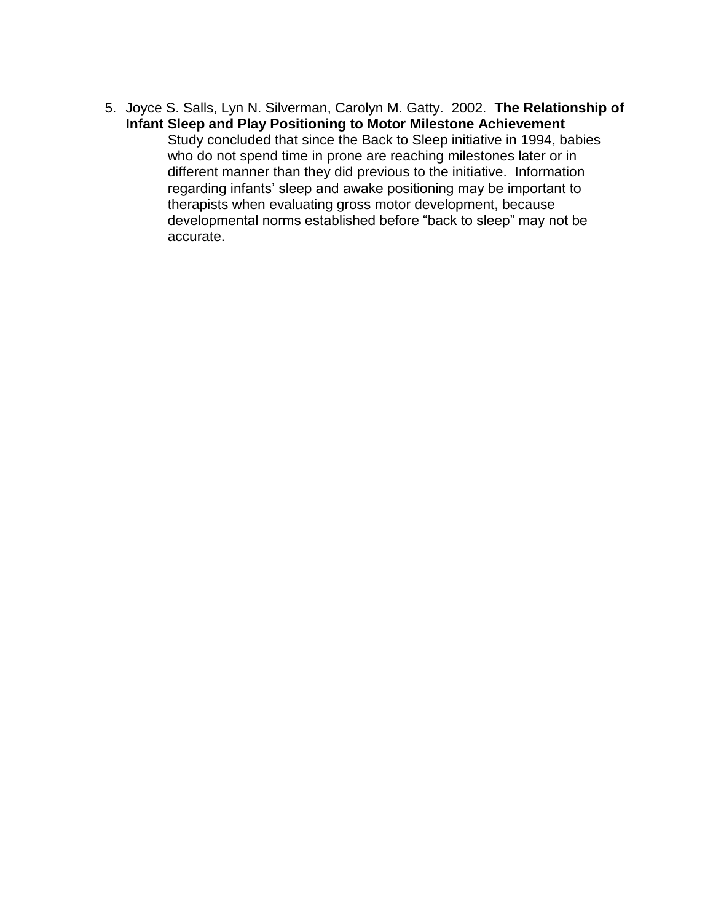5. Joyce S. Salls, Lyn N. Silverman, Carolyn M. Gatty. 2002. **The Relationship of Infant Sleep and Play Positioning to Motor Milestone Achievement**

   Study concluded that since the Back to Sleep initiative in 1994, babies who do not spend time in prone are reaching milestones later or in different manner than they did previous to the initiative. Information regarding infants' sleep and awake positioning may be important to therapists when evaluating gross motor development, because developmental norms established before "back to sleep" may not be accurate.